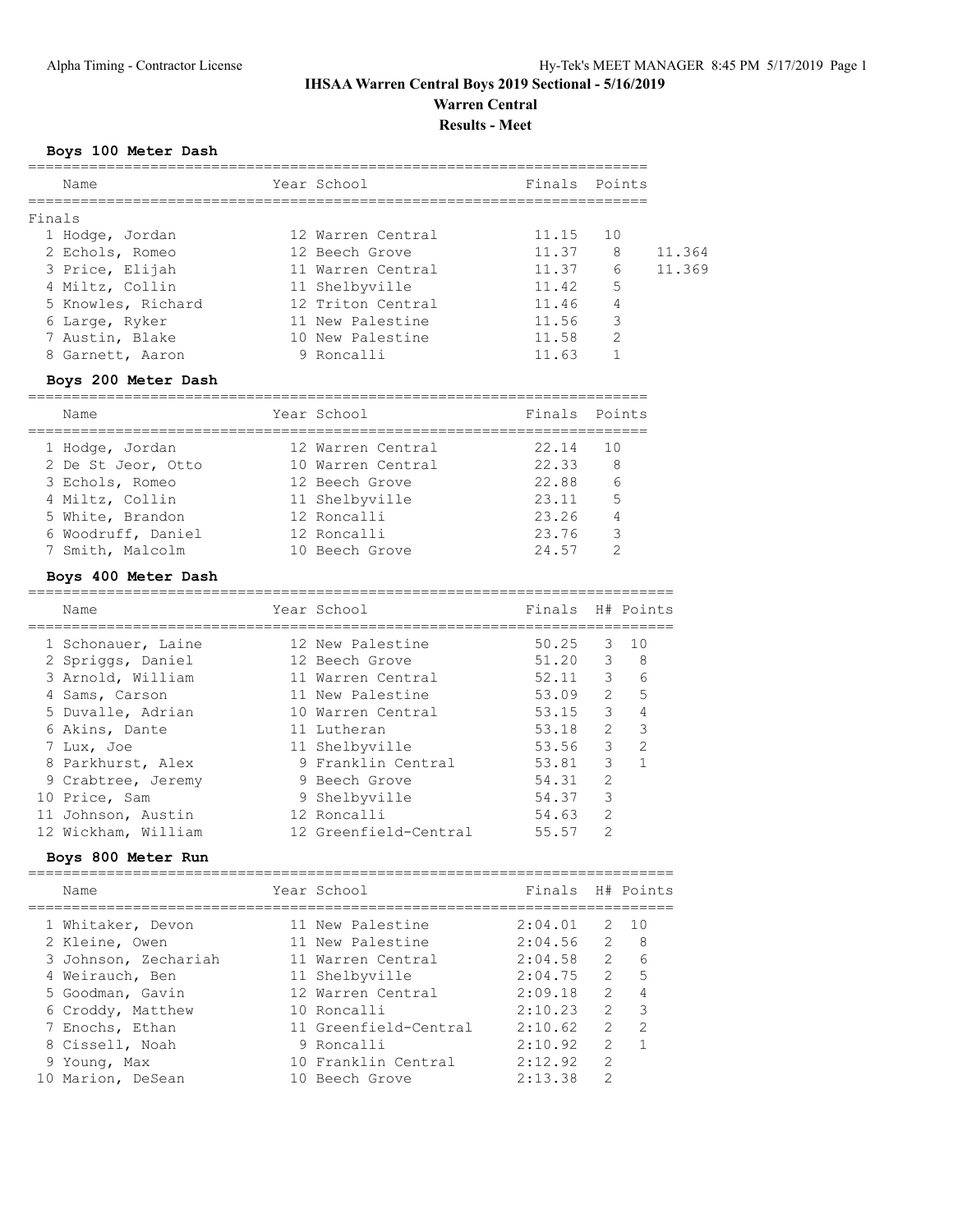# IHSAA Warren Central Boys 2019 Sectional - 5/16/2019

## Warren Central

### Results - Meet

**Boys 100 Meter Dash**

Finals

| Place | Name | Year | School | Finals | Points | |
|---|---|---|---|---|---|---|
| 1 | Hodge, Jordan | 12 | Warren Central | 11.15 | 10 | |
| 2 | Echols, Romeo | 12 | Beech Grove | 11.37 | 8 | 11.364 |
| 3 | Price, Elijah | 11 | Warren Central | 11.37 | 6 | 11.369 |
| 4 | Miltz, Collin | 11 | Shelbyville | 11.42 | 5 | |
| 5 | Knowles, Richard | 12 | Triton Central | 11.46 | 4 | |
| 6 | Large, Ryker | 11 | New Palestine | 11.56 | 3 | |
| 7 | Austin, Blake | 10 | New Palestine | 11.58 | 2 | |
| 8 | Garnett, Aaron | 9 | Roncalli | 11.63 | 1 | |

**Boys 200 Meter Dash**

| Place | Name | Year | School | Finals | Points |
|---|---|---|---|---|---|
| 1 | Hodge, Jordan | 12 | Warren Central | 22.14 | 10 |
| 2 | De St Jeor, Otto | 10 | Warren Central | 22.33 | 8 |
| 3 | Echols, Romeo | 12 | Beech Grove | 22.88 | 6 |
| 4 | Miltz, Collin | 11 | Shelbyville | 23.11 | 5 |
| 5 | White, Brandon | 12 | Roncalli | 23.26 | 4 |
| 6 | Woodruff, Daniel | 12 | Roncalli | 23.76 | 3 |
| 7 | Smith, Malcolm | 10 | Beech Grove | 24.57 | 2 |

**Boys 400 Meter Dash**

| Place | Name | Year | School | Finals | H# | Points |
|---|---|---|---|---|---|---|
| 1 | Schonauer, Laine | 12 | New Palestine | 50.25 | 3 | 10 |
| 2 | Spriggs, Daniel | 12 | Beech Grove | 51.20 | 3 | 8 |
| 3 | Arnold, William | 11 | Warren Central | 52.11 | 3 | 6 |
| 4 | Sams, Carson | 11 | New Palestine | 53.09 | 2 | 5 |
| 5 | Duvalle, Adrian | 10 | Warren Central | 53.15 | 3 | 4 |
| 6 | Akins, Dante | 11 | Lutheran | 53.18 | 2 | 3 |
| 7 | Lux, Joe | 11 | Shelbyville | 53.56 | 3 | 2 |
| 8 | Parkhurst, Alex | 9 | Franklin Central | 53.81 | 3 | 1 |
| 9 | Crabtree, Jeremy | 9 | Beech Grove | 54.31 | 2 | |
| 10 | Price, Sam | 9 | Shelbyville | 54.37 | 3 | |
| 11 | Johnson, Austin | 12 | Roncalli | 54.63 | 2 | |
| 12 | Wickham, William | 12 | Greenfield-Central | 55.57 | 2 | |

**Boys 800 Meter Run**

| Place | Name | Year | School | Finals | H# | Points |
|---|---|---|---|---|---|---|
| 1 | Whitaker, Devon | 11 | New Palestine | 2:04.01 | 2 | 10 |
| 2 | Kleine, Owen | 11 | New Palestine | 2:04.56 | 2 | 8 |
| 3 | Johnson, Zechariah | 11 | Warren Central | 2:04.58 | 2 | 6 |
| 4 | Weirauch, Ben | 11 | Shelbyville | 2:04.75 | 2 | 5 |
| 5 | Goodman, Gavin | 12 | Warren Central | 2:09.18 | 2 | 4 |
| 6 | Croddy, Matthew | 10 | Roncalli | 2:10.23 | 2 | 3 |
| 7 | Enochs, Ethan | 11 | Greenfield-Central | 2:10.62 | 2 | 2 |
| 8 | Cissell, Noah | 9 | Roncalli | 2:10.92 | 2 | 1 |
| 9 | Young, Max | 10 | Franklin Central | 2:12.92 | 2 | |
| 10 | Marion, DeSean | 10 | Beech Grove | 2:13.38 | 2 | |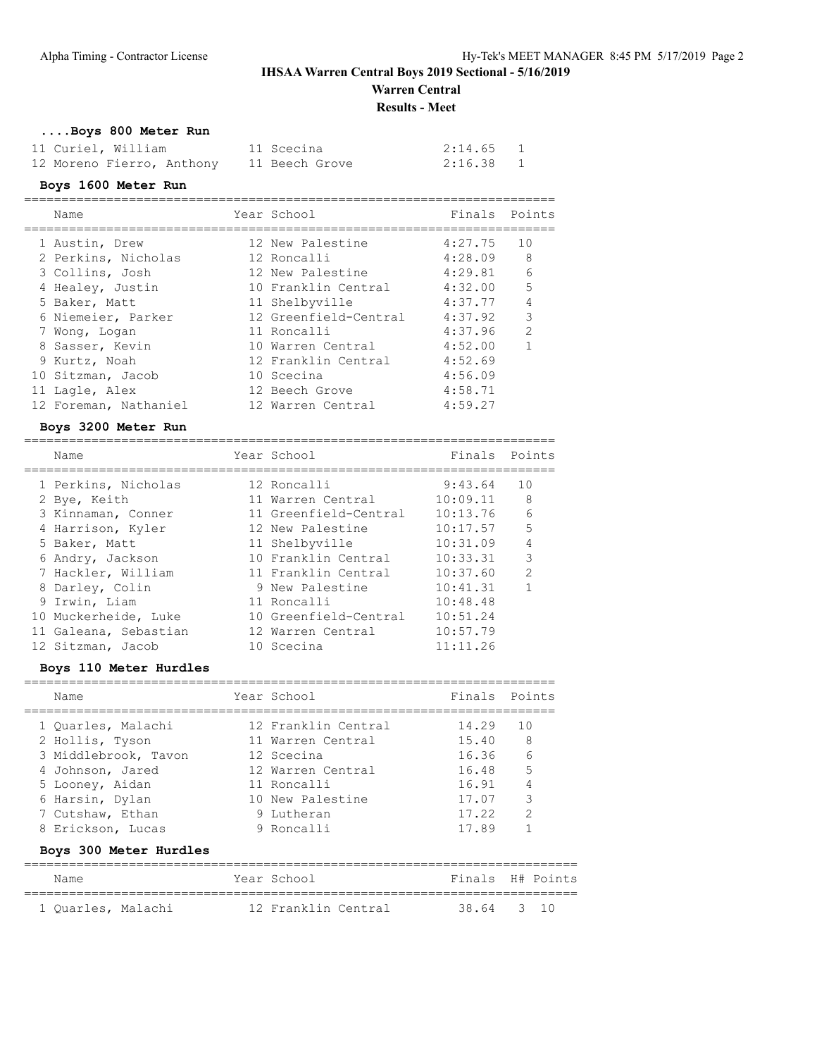## ....Boys 800 Meter Run

| | Name | Year | School | Finals | Points |
|---|---|---|---|---|---|
| 11 | Curiel, William | 11 | Scecina | 2:14.65 | 1 |
| 12 | Moreno Fierro, Anthony | 11 | Beech Grove | 2:16.38 | 1 |

## Boys 1600 Meter Run

| | Name | Year | School | Finals | Points |
|---|---|---|---|---|---|
| 1 | Austin, Drew | 12 | New Palestine | 4:27.75 | 10 |
| 2 | Perkins, Nicholas | 12 | Roncalli | 4:28.09 | 8 |
| 3 | Collins, Josh | 12 | New Palestine | 4:29.81 | 6 |
| 4 | Healey, Justin | 10 | Franklin Central | 4:32.00 | 5 |
| 5 | Baker, Matt | 11 | Shelbyville | 4:37.77 | 4 |
| 6 | Niemeier, Parker | 12 | Greenfield-Central | 4:37.92 | 3 |
| 7 | Wong, Logan | 11 | Roncalli | 4:37.96 | 2 |
| 8 | Sasser, Kevin | 10 | Warren Central | 4:52.00 | 1 |
| 9 | Kurtz, Noah | 12 | Franklin Central | 4:52.69 | |
| 10 | Sitzman, Jacob | 10 | Scecina | 4:56.09 | |
| 11 | Lagle, Alex | 12 | Beech Grove | 4:58.71 | |
| 12 | Foreman, Nathaniel | 12 | Warren Central | 4:59.27 | |

## Boys 3200 Meter Run

| | Name | Year | School | Finals | Points |
|---|---|---|---|---|---|
| 1 | Perkins, Nicholas | 12 | Roncalli | 9:43.64 | 10 |
| 2 | Bye, Keith | 11 | Warren Central | 10:09.11 | 8 |
| 3 | Kinnaman, Conner | 11 | Greenfield-Central | 10:13.76 | 6 |
| 4 | Harrison, Kyler | 12 | New Palestine | 10:17.57 | 5 |
| 5 | Baker, Matt | 11 | Shelbyville | 10:31.09 | 4 |
| 6 | Andry, Jackson | 10 | Franklin Central | 10:33.31 | 3 |
| 7 | Hackler, William | 11 | Franklin Central | 10:37.60 | 2 |
| 8 | Darley, Colin | 9 | New Palestine | 10:41.31 | 1 |
| 9 | Irwin, Liam | 11 | Roncalli | 10:48.48 | |
| 10 | Muckerheide, Luke | 10 | Greenfield-Central | 10:51.24 | |
| 11 | Galeana, Sebastian | 12 | Warren Central | 10:57.79 | |
| 12 | Sitzman, Jacob | 10 | Scecina | 11:11.26 | |

## Boys 110 Meter Hurdles

| | Name | Year | School | Finals | Points |
|---|---|---|---|---|---|
| 1 | Quarles, Malachi | 12 | Franklin Central | 14.29 | 10 |
| 2 | Hollis, Tyson | 11 | Warren Central | 15.40 | 8 |
| 3 | Middlebrook, Tavon | 12 | Scecina | 16.36 | 6 |
| 4 | Johnson, Jared | 12 | Warren Central | 16.48 | 5 |
| 5 | Looney, Aidan | 11 | Roncalli | 16.91 | 4 |
| 6 | Harsin, Dylan | 10 | New Palestine | 17.07 | 3 |
| 7 | Cutshaw, Ethan | 9 | Lutheran | 17.22 | 2 |
| 8 | Erickson, Lucas | 9 | Roncalli | 17.89 | 1 |

## Boys 300 Meter Hurdles

| | Name | Year | School | Finals | H# | Points |
|---|---|---|---|---|---|---|
| 1 | Quarles, Malachi | 12 | Franklin Central | 38.64 | 3 | 10 |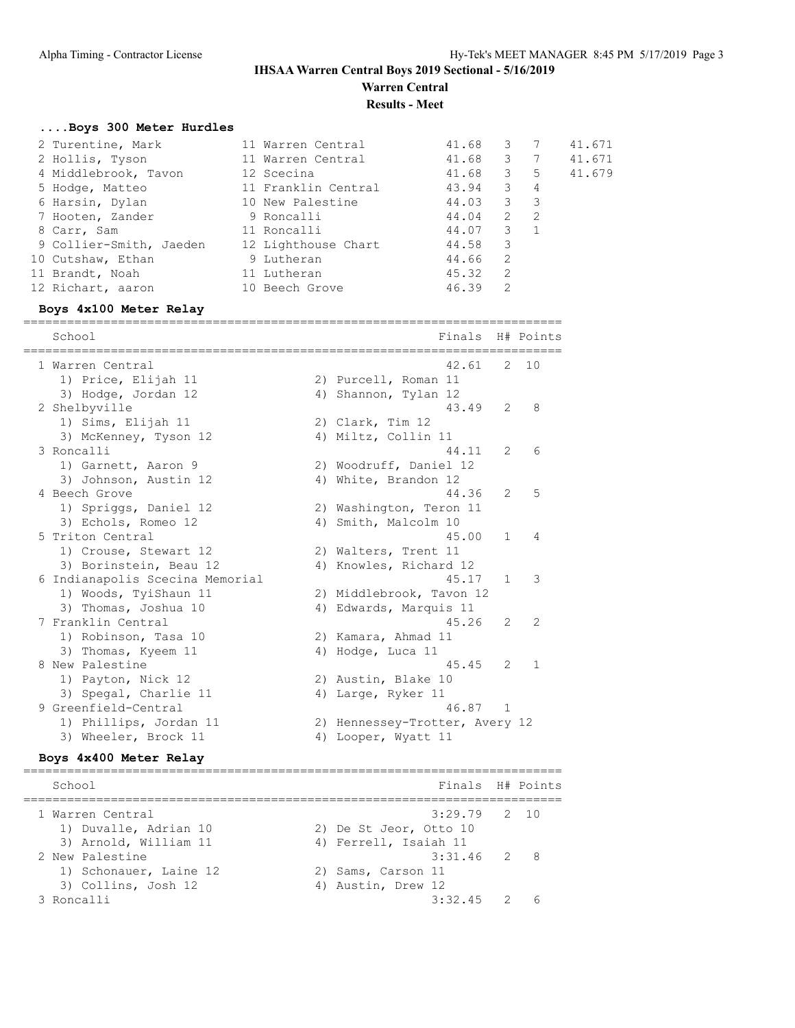## IHSAA Warren Central Boys 2019 Sectional - 5/16/2019

### Warren Central

### Results - Meet

#### ....Boys 300 Meter Hurdles

| Place | Name | Yr | School | Finals | H# | Points | |
|---|---|---|---|---|---|---|---|
| 2 | Turentine, Mark | 11 | Warren Central | 41.68 | 3 | 7 | 41.671 |
| 2 | Hollis, Tyson | 11 | Warren Central | 41.68 | 3 | 7 | 41.671 |
| 4 | Middlebrook, Tavon | 12 | Scecina | 41.68 | 3 | 5 | 41.679 |
| 5 | Hodge, Matteo | 11 | Franklin Central | 43.94 | 3 | 4 | |
| 6 | Harsin, Dylan | 10 | New Palestine | 44.03 | 3 | 3 | |
| 7 | Hooten, Zander | 9 | Roncalli | 44.04 | 2 | 2 | |
| 8 | Carr, Sam | 11 | Roncalli | 44.07 | 3 | 1 | |
| 9 | Collier-Smith, Jaeden | 12 | Lighthouse Chart | 44.58 | 3 | | |
| 10 | Cutshaw, Ethan | 9 | Lutheran | 44.66 | 2 | | |
| 11 | Brandt, Noah | 11 | Lutheran | 45.32 | 2 | | |
| 12 | Richart, aaron | 10 | Beech Grove | 46.39 | 2 | | |

#### Boys 4x100 Meter Relay

| Place | School | Finals | H# | Points |
|---|---|---|---|---|
| 1 | Warren Central | 42.61 | 2 | 10 |
| | 1) Price, Elijah 11; 2) Purcell, Roman 11; 3) Hodge, Jordan 12; 4) Shannon, Tylan 12 | | | |
| 2 | Shelbyville | 43.49 | 2 | 8 |
| | 1) Sims, Elijah 11; 2) Clark, Tim 12; 3) McKenney, Tyson 12; 4) Miltz, Collin 11 | | | |
| 3 | Roncalli | 44.11 | 2 | 6 |
| | 1) Garnett, Aaron 9; 2) Woodruff, Daniel 12; 3) Johnson, Austin 12; 4) White, Brandon 12 | | | |
| 4 | Beech Grove | 44.36 | 2 | 5 |
| | 1) Spriggs, Daniel 12; 2) Washington, Teron 11; 3) Echols, Romeo 12; 4) Smith, Malcolm 10 | | | |
| 5 | Triton Central | 45.00 | 1 | 4 |
| | 1) Crouse, Stewart 12; 2) Walters, Trent 11; 3) Borinstein, Beau 12; 4) Knowles, Richard 12 | | | |
| 6 | Indianapolis Scecina Memorial | 45.17 | 1 | 3 |
| | 1) Woods, TyiShaun 11; 2) Middlebrook, Tavon 12; 3) Thomas, Joshua 10; 4) Edwards, Marquis 11 | | | |
| 7 | Franklin Central | 45.26 | 2 | 2 |
| | 1) Robinson, Tasa 10; 2) Kamara, Ahmad 11; 3) Thomas, Kyeem 11; 4) Hodge, Luca 11 | | | |
| 8 | New Palestine | 45.45 | 2 | 1 |
| | 1) Payton, Nick 12; 2) Austin, Blake 10; 3) Spegal, Charlie 11; 4) Large, Ryker 11 | | | |
| 9 | Greenfield-Central | 46.87 | 1 | |
| | 1) Phillips, Jordan 11; 2) Hennessey-Trotter, Avery 12; 3) Wheeler, Brock 11; 4) Looper, Wyatt 11 | | | |

#### Boys 4x400 Meter Relay

| Place | School | Finals | H# | Points |
|---|---|---|---|---|
| 1 | Warren Central | 3:29.79 | 2 | 10 |
| | 1) Duvalle, Adrian 10; 2) De St Jeor, Otto 10; 3) Arnold, William 11; 4) Ferrell, Isaiah 11 | | | |
| 2 | New Palestine | 3:31.46 | 2 | 8 |
| | 1) Schonauer, Laine 12; 2) Sams, Carson 11; 3) Collins, Josh 12; 4) Austin, Drew 12 | | | |
| 3 | Roncalli | 3:32.45 | 2 | 6 |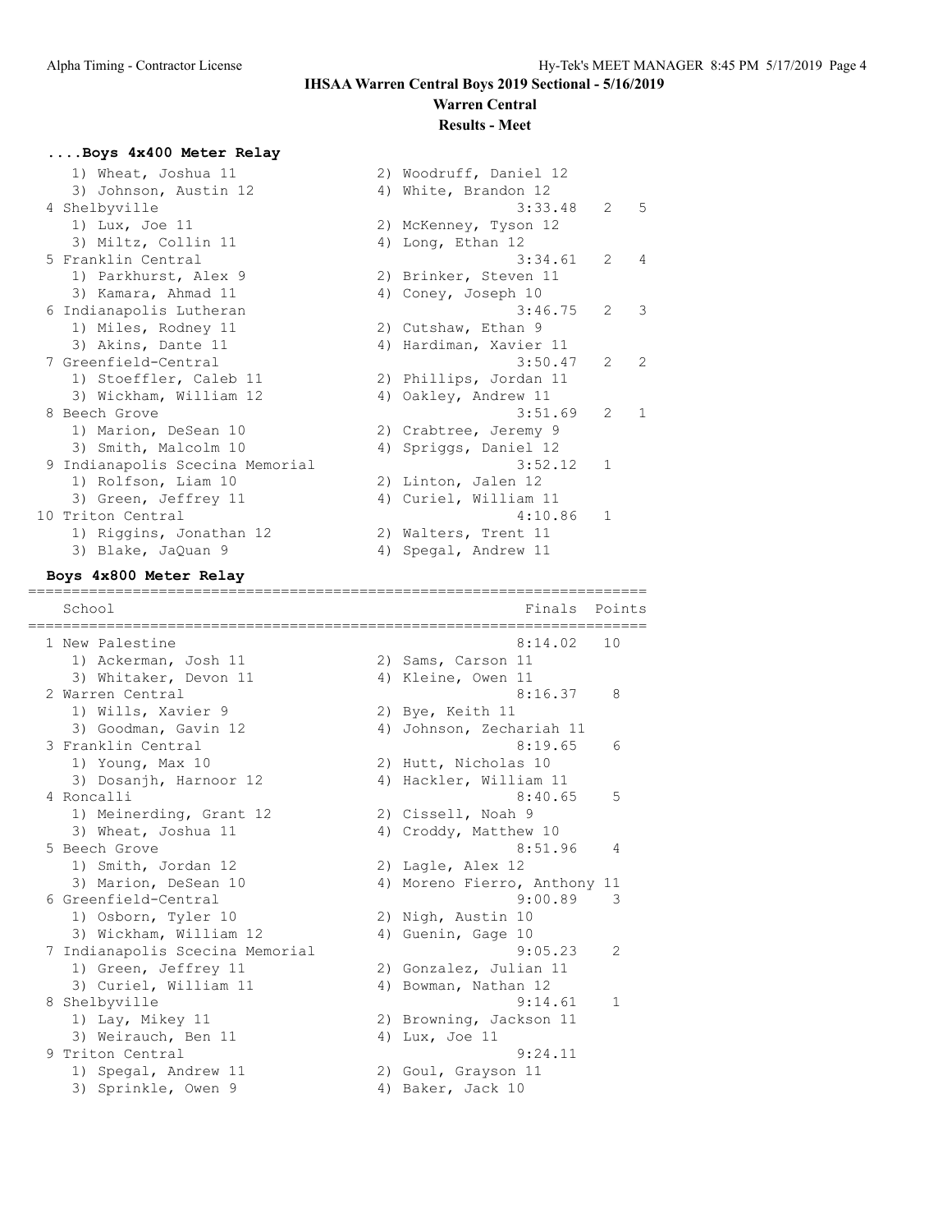## IHSAA Warren Central Boys 2019 Sectional - 5/16/2019

### Warren Central

### Results - Meet

### ....Boys 4x400 Meter Relay

```
    1) Wheat, Joshua 11               2) Woodruff, Daniel 12
    3) Johnson, Austin 12             4) White, Brandon 12
  4 Shelbyville                                  3:33.48   2   5
    1) Lux, Joe 11                    2) McKenney, Tyson 12
    3) Miltz, Collin 11               4) Long, Ethan 12
  5 Franklin Central                             3:34.61   2   4
    1) Parkhurst, Alex 9              2) Brinker, Steven 11
    3) Kamara, Ahmad 11               4) Coney, Joseph 10
  6 Indianapolis Lutheran                        3:46.75   2   3
    1) Miles, Rodney 11               2) Cutshaw, Ethan 9
    3) Akins, Dante 11                4) Hardiman, Xavier 11
  7 Greenfield-Central                           3:50.47   2   2
    1) Stoeffler, Caleb 11            2) Phillips, Jordan 11
    3) Wickham, William 12            4) Oakley, Andrew 11
  8 Beech Grove                                  3:51.69   2   1
    1) Marion, DeSean 10              2) Crabtree, Jeremy 9
    3) Smith, Malcolm 10              4) Spriggs, Daniel 12
  9 Indianapolis Scecina Memorial                3:52.12   1
    1) Rolfson, Liam 10               2) Linton, Jalen 12
    3) Green, Jeffrey 11              4) Curiel, William 11
 10 Triton Central                               4:10.86   1
    1) Riggins, Jonathan 12           2) Walters, Trent 11
    3) Blake, JaQuan 9                4) Spegal, Andrew 11
```

### Boys 4x800 Meter Relay

```
========================================================================
    School                                             Finals  Points
========================================================================
  1 New Palestine                                    8:14.02   10
    1) Ackerman, Josh 11              2) Sams, Carson 11
    3) Whitaker, Devon 11             4) Kleine, Owen 11
  2 Warren Central                                   8:16.37    8
    1) Wills, Xavier 9                2) Bye, Keith 11
    3) Goodman, Gavin 12              4) Johnson, Zechariah 11
  3 Franklin Central                                 8:19.65    6
    1) Young, Max 10                  2) Hutt, Nicholas 10
    3) Dosanjh, Harnoor 12            4) Hackler, William 11
  4 Roncalli                                         8:40.65    5
    1) Meinerding, Grant 12           2) Cissell, Noah 9
    3) Wheat, Joshua 11               4) Croddy, Matthew 10
  5 Beech Grove                                      8:51.96    4
    1) Smith, Jordan 12               2) Lagle, Alex 12
    3) Marion, DeSean 10              4) Moreno Fierro, Anthony 11
  6 Greenfield-Central                               9:00.89    3
    1) Osborn, Tyler 10               2) Nigh, Austin 10
    3) Wickham, William 12            4) Guenin, Gage 10
  7 Indianapolis Scecina Memorial                    9:05.23    2
    1) Green, Jeffrey 11              2) Gonzalez, Julian 11
    3) Curiel, William 11             4) Bowman, Nathan 12
  8 Shelbyville                                      9:14.61    1
    1) Lay, Mikey 11                  2) Browning, Jackson 11
    3) Weirauch, Ben 11               4) Lux, Joe 11
  9 Triton Central                                   9:24.11
    1) Spegal, Andrew 11              2) Goul, Grayson 11
    3) Sprinkle, Owen 9               4) Baker, Jack 10
```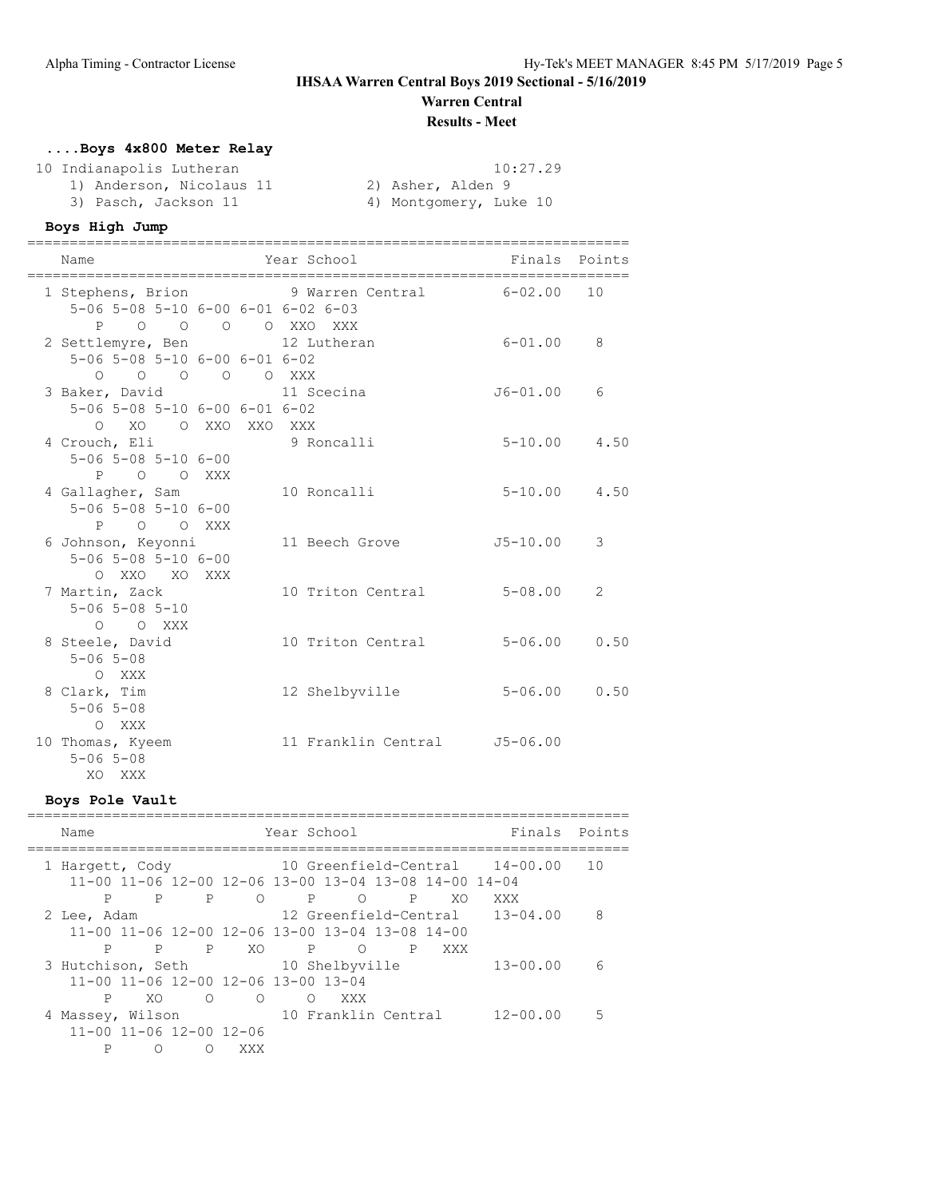## IHSAA Warren Central Boys 2019 Sectional - 5/16/2019

**Warren Central**

**Results - Meet**

### ....Boys 4x800 Meter Relay

10 Indianapolis Lutheran 10:27.29

1) Anderson, Nicolaus 11
2) Asher, Alden 9
3) Pasch, Jackson 11
4) Montgomery, Luke 10

### Boys High Jump

```
=======================================================================
    Name                    Year School                 Finals  Points
=======================================================================
  1 Stephens, Brion          9 Warren Central          6-02.00   10
     5-06 5-08 5-10 6-00 6-01 6-02 6-03
        P    O    O    O    O  XXO  XXX
  2 Settlemyre, Ben         12 Lutheran                6-01.00    8
     5-06 5-08 5-10 6-00 6-01 6-02
        O    O    O    O    O  XXX
  3 Baker, David            11 Scecina                J6-01.00    6
     5-06 5-08 5-10 6-00 6-01 6-02
        O   XO    O  XXO  XXO  XXX
  4 Crouch, Eli              9 Roncalli                5-10.00  4.50
     5-06 5-08 5-10 6-00
        P    O    O  XXX
  4 Gallagher, Sam          10 Roncalli                5-10.00  4.50
     5-06 5-08 5-10 6-00
        P    O    O  XXX
  6 Johnson, Keyonni        11 Beech Grove            J5-10.00    3
     5-06 5-08 5-10 6-00
        O  XXO   XO  XXX
  7 Martin, Zack            10 Triton Central          5-08.00    2
     5-06 5-08 5-10
        O    O  XXX
  8 Steele, David           10 Triton Central          5-06.00  0.50
     5-06 5-08
        O  XXX
  8 Clark, Tim              12 Shelbyville             5-06.00  0.50
     5-06 5-08
        O  XXX
 10 Thomas, Kyeem           11 Franklin Central       J5-06.00
     5-06 5-08
       XO  XXX
```

### Boys Pole Vault

```
=======================================================================
    Name                    Year School                 Finals  Points
=======================================================================
  1 Hargett, Cody           10 Greenfield-Central     14-00.00   10
     11-00 11-06 12-00 12-06 13-00 13-04 13-08 14-00 14-04
         P     P     P     O     P     O     P    XO   XXX
  2 Lee, Adam               12 Greenfield-Central     13-04.00    8
     11-00 11-06 12-00 12-06 13-00 13-04 13-08 14-00
         P     P     P    XO     P     O     P   XXX
  3 Hutchison, Seth         10 Shelbyville            13-00.00    6
     11-00 11-06 12-00 12-06 13-00 13-04
         P    XO     O     O     O   XXX
  4 Massey, Wilson          10 Franklin Central       12-00.00    5
     11-00 11-06 12-00 12-06
         P     O     O   XXX
```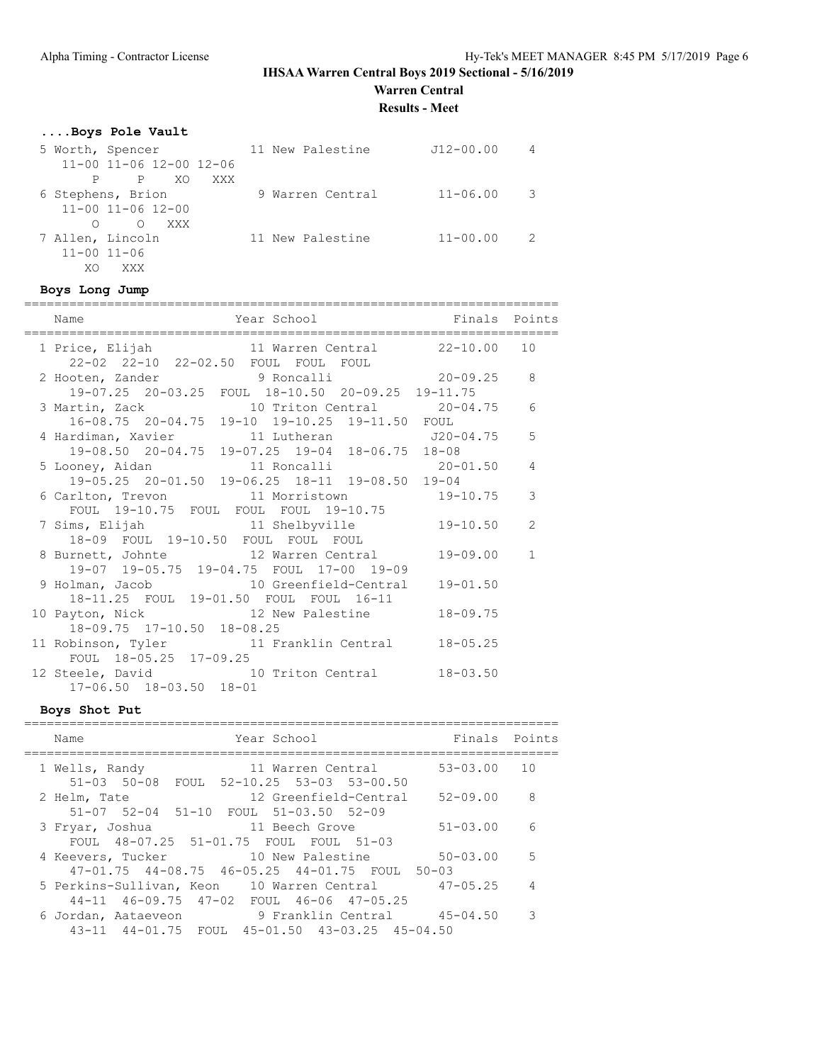**IHSAA Warren Central Boys 2019 Sectional - 5/16/2019**

**Warren Central**

**Results - Meet**

### ....Boys Pole Vault

| Place | Name | Year | School | Finals | Points |
|---|---|---|---|---|---|
| 5 | Worth, Spencer | 11 | New Palestine | J12-00.00 | 4 |
| | 11-00 11-06 12-00 12-06 | | | | |
| | P P XO XXX | | | | |
| 6 | Stephens, Brion | 9 | Warren Central | 11-06.00 | 3 |
| | 11-00 11-06 12-00 | | | | |
| | O O XXX | | | | |
| 7 | Allen, Lincoln | 11 | New Palestine | 11-00.00 | 2 |
| | 11-00 11-06 | | | | |
| | XO XXX | | | | |

### Boys Long Jump

| Place | Name | Year | School | Finals | Points |
|---|---|---|---|---|---|
| 1 | Price, Elijah | 11 | Warren Central | 22-10.00 | 10 |
| | 22-02 22-10 22-02.50 FOUL FOUL FOUL | | | | |
| 2 | Hooten, Zander | 9 | Roncalli | 20-09.25 | 8 |
| | 19-07.25 20-03.25 FOUL 18-10.50 20-09.25 19-11.75 | | | | |
| 3 | Martin, Zack | 10 | Triton Central | 20-04.75 | 6 |
| | 16-08.75 20-04.75 19-10 19-10.25 19-11.50 FOUL | | | | |
| 4 | Hardiman, Xavier | 11 | Lutheran | J20-04.75 | 5 |
| | 19-08.50 20-04.75 19-07.25 19-04 18-06.75 18-08 | | | | |
| 5 | Looney, Aidan | 11 | Roncalli | 20-01.50 | 4 |
| | 19-05.25 20-01.50 19-06.25 18-11 19-08.50 19-04 | | | | |
| 6 | Carlton, Trevon | 11 | Morristown | 19-10.75 | 3 |
| | FOUL 19-10.75 FOUL FOUL FOUL 19-10.75 | | | | |
| 7 | Sims, Elijah | 11 | Shelbyville | 19-10.50 | 2 |
| | 18-09 FOUL 19-10.50 FOUL FOUL FOUL | | | | |
| 8 | Burnett, Johnte | 12 | Warren Central | 19-09.00 | 1 |
| | 19-07 19-05.75 19-04.75 FOUL 17-00 19-09 | | | | |
| 9 | Holman, Jacob | 10 | Greenfield-Central | 19-01.50 | |
| | 18-11.25 FOUL 19-01.50 FOUL FOUL 16-11 | | | | |
| 10 | Payton, Nick | 12 | New Palestine | 18-09.75 | |
| | 18-09.75 17-10.50 18-08.25 | | | | |
| 11 | Robinson, Tyler | 11 | Franklin Central | 18-05.25 | |
| | FOUL 18-05.25 17-09.25 | | | | |
| 12 | Steele, David | 10 | Triton Central | 18-03.50 | |
| | 17-06.50 18-03.50 18-01 | | | | |

### Boys Shot Put

| Place | Name | Year | School | Finals | Points |
|---|---|---|---|---|---|
| 1 | Wells, Randy | 11 | Warren Central | 53-03.00 | 10 |
| | 51-03 50-08 FOUL 52-10.25 53-03 53-00.50 | | | | |
| 2 | Helm, Tate | 12 | Greenfield-Central | 52-09.00 | 8 |
| | 51-07 52-04 51-10 FOUL 51-03.50 52-09 | | | | |
| 3 | Fryar, Joshua | 11 | Beech Grove | 51-03.00 | 6 |
| | FOUL 48-07.25 51-01.75 FOUL FOUL 51-03 | | | | |
| 4 | Keevers, Tucker | 10 | New Palestine | 50-03.00 | 5 |
| | 47-01.75 44-08.75 46-05.25 44-01.75 FOUL 50-03 | | | | |
| 5 | Perkins-Sullivan, Keon | 10 | Warren Central | 47-05.25 | 4 |
| | 44-11 46-09.75 47-02 FOUL 46-06 47-05.25 | | | | |
| 6 | Jordan, Aataeveon | 9 | Franklin Central | 45-04.50 | 3 |
| | 43-11 44-01.75 FOUL 45-01.50 43-03.25 45-04.50 | | | | |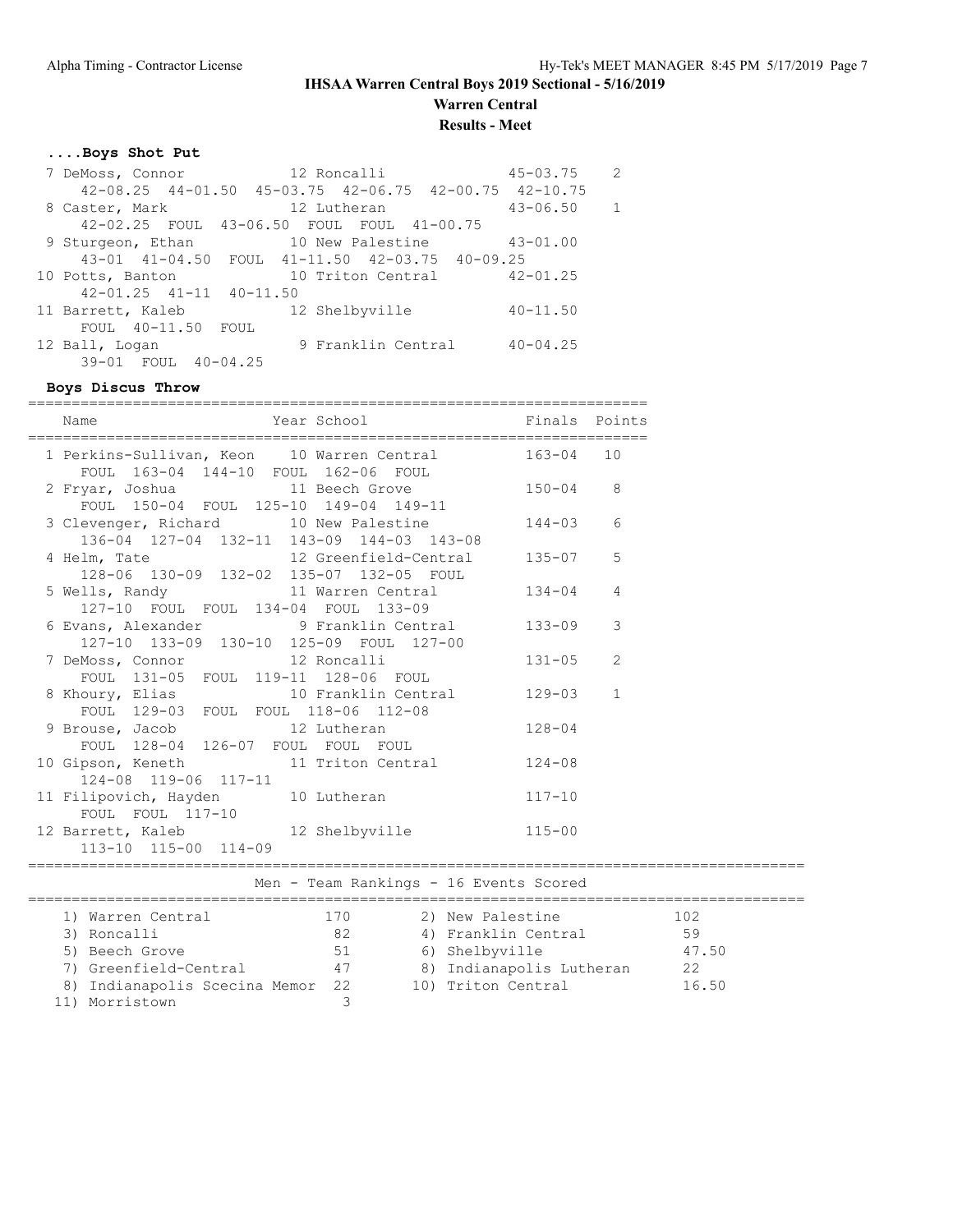# IHSAA Warren Central Boys 2019 Sectional - 5/16/2019

## Warren Central

### Results - Meet

#### ....Boys Shot Put

| Place | Name | Year | School | Finals | Points |
|---|---|---|---|---|---|
| 7 | DeMoss, Connor | 12 | Roncalli | 45-03.75 | 2 |
| | 42-08.25 44-01.50 45-03.75 42-06.75 42-00.75 42-10.75 | | | | |
| 8 | Caster, Mark | 12 | Lutheran | 43-06.50 | 1 |
| | 42-02.25 FOUL 43-06.50 FOUL FOUL 41-00.75 | | | | |
| 9 | Sturgeon, Ethan | 10 | New Palestine | 43-01.00 | |
| | 43-01 41-04.50 FOUL 41-11.50 42-03.75 40-09.25 | | | | |
| 10 | Potts, Banton | 10 | Triton Central | 42-01.25 | |
| | 42-01.25 41-11 40-11.50 | | | | |
| 11 | Barrett, Kaleb | 12 | Shelbyville | 40-11.50 | |
| | FOUL 40-11.50 FOUL | | | | |
| 12 | Ball, Logan | 9 | Franklin Central | 40-04.25 | |
| | 39-01 FOUL 40-04.25 | | | | |

#### Boys Discus Throw

| Place | Name | Year | School | Finals | Points |
|---|---|---|---|---|---|
| 1 | Perkins-Sullivan, Keon | 10 | Warren Central | 163-04 | 10 |
| | FOUL 163-04 144-10 FOUL 162-06 FOUL | | | | |
| 2 | Fryar, Joshua | 11 | Beech Grove | 150-04 | 8 |
| | FOUL 150-04 FOUL 125-10 149-04 149-11 | | | | |
| 3 | Clevenger, Richard | 10 | New Palestine | 144-03 | 6 |
| | 136-04 127-04 132-11 143-09 144-03 143-08 | | | | |
| 4 | Helm, Tate | 12 | Greenfield-Central | 135-07 | 5 |
| | 128-06 130-09 132-02 135-07 132-05 FOUL | | | | |
| 5 | Wells, Randy | 11 | Warren Central | 134-04 | 4 |
| | 127-10 FOUL FOUL 134-04 FOUL 133-09 | | | | |
| 6 | Evans, Alexander | 9 | Franklin Central | 133-09 | 3 |
| | 127-10 133-09 130-10 125-09 FOUL 127-00 | | | | |
| 7 | DeMoss, Connor | 12 | Roncalli | 131-05 | 2 |
| | FOUL 131-05 FOUL 119-11 128-06 FOUL | | | | |
| 8 | Khoury, Elias | 10 | Franklin Central | 129-03 | 1 |
| | FOUL 129-03 FOUL FOUL 118-06 112-08 | | | | |
| 9 | Brouse, Jacob | 12 | Lutheran | 128-04 | |
| | FOUL 128-04 126-07 FOUL FOUL FOUL | | | | |
| 10 | Gipson, Keneth | 11 | Triton Central | 124-08 | |
| | 124-08 119-06 117-11 | | | | |
| 11 | Filipovich, Hayden | 10 | Lutheran | 117-10 | |
| | FOUL FOUL 117-10 | | | | |
| 12 | Barrett, Kaleb | 12 | Shelbyville | 115-00 | |
| | 113-10 115-00 114-09 | | | | |

#### Men - Team Rankings - 16 Events Scored

| Rank | Team | Points | Rank | Team | Points |
|---|---|---|---|---|---|
| 1) | Warren Central | 170 | 2) | New Palestine | 102 |
| 3) | Roncalli | 82 | 4) | Franklin Central | 59 |
| 5) | Beech Grove | 51 | 6) | Shelbyville | 47.50 |
| 7) | Greenfield-Central | 47 | 8) | Indianapolis Lutheran | 22 |
| 8) | Indianapolis Scecina Memor | 22 | 10) | Triton Central | 16.50 |
| 11) | Morristown | 3 | | | |